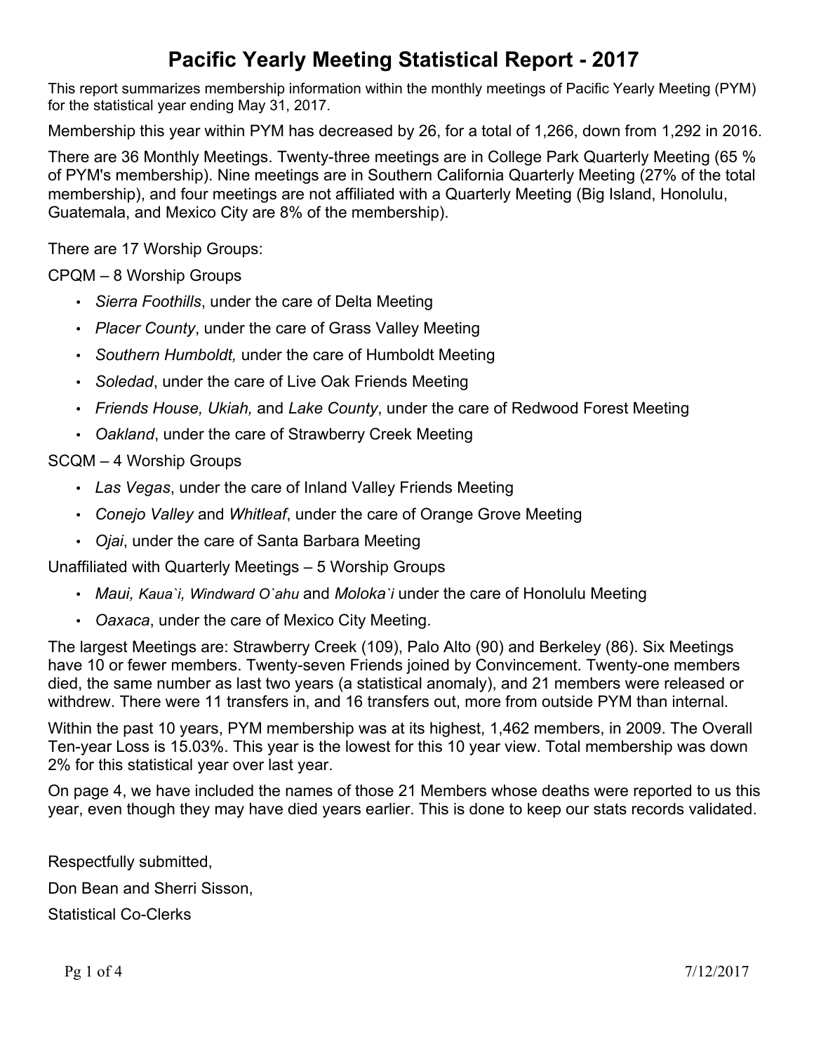# Pacific Yearly Meeting Statistical Report - 2017

This report summarizes membership information within the monthly meetings of Pacific Yearly Meeting (PYM) for the statistical year ending May 31, 2017.

Membership this year within PYM has decreased by 26, for a total of 1,266, down from 1,292 in 2016.

There are 36 Monthly Meetings. Twenty-three meetings are in College Park Quarterly Meeting (65 % of PYM's membership). Nine meetings are in Southern California Quarterly Meeting (27% of the total membership), and four meetings are not affiliated with a Quarterly Meeting (Big Island, Honolulu, Guatemala, and Mexico City are 8% of the membership).

There are 17 Worship Groups:

CPQM – 8 Worship Groups

- *Sierra Foothills*, under the care of Delta Meeting
- *Placer County*, under the care of Grass Valley Meeting
- *Southern Humboldt,* under the care of Humboldt Meeting
- *Soledad*, under the care of Live Oak Friends Meeting
- *Friends House, Ukiah,* and *Lake County*, under the care of Redwood Forest Meeting
- *Oakland*, under the care of Strawberry Creek Meeting

SCQM – 4 Worship Groups

- *Las Vegas*, under the care of Inland Valley Friends Meeting
- *Conejo Valley* and *Whitleaf*, under the care of Orange Grove Meeting
- *Ojai*, under the care of Santa Barbara Meeting

Unaffiliated with Quarterly Meetings – 5 Worship Groups

- *Maui, Kaua`i, Windward O`ahu* and *Moloka`i* under the care of Honolulu Meeting
- *Oaxaca*, under the care of Mexico City Meeting.

The largest Meetings are: Strawberry Creek (109), Palo Alto (90) and Berkeley (86). Six Meetings have 10 or fewer members. Twenty-seven Friends joined by Convincement. Twenty-one members died, the same number as last two years (a statistical anomaly), and 21 members were released or withdrew. There were 11 transfers in, and 16 transfers out, more from outside PYM than internal.

Within the past 10 years, PYM membership was at its highest, 1,462 members, in 2009. The Overall Ten-year Loss is 15.03%. This year is the lowest for this 10 year view. Total membership was down 2% for this statistical year over last year.

On page 4, we have included the names of those 21 Members whose deaths were reported to us this year, even though they may have died years earlier. This is done to keep our stats records validated.

Respectfully submitted,

Don Bean and Sherri Sisson,

Statistical Co-Clerks

7/12/2017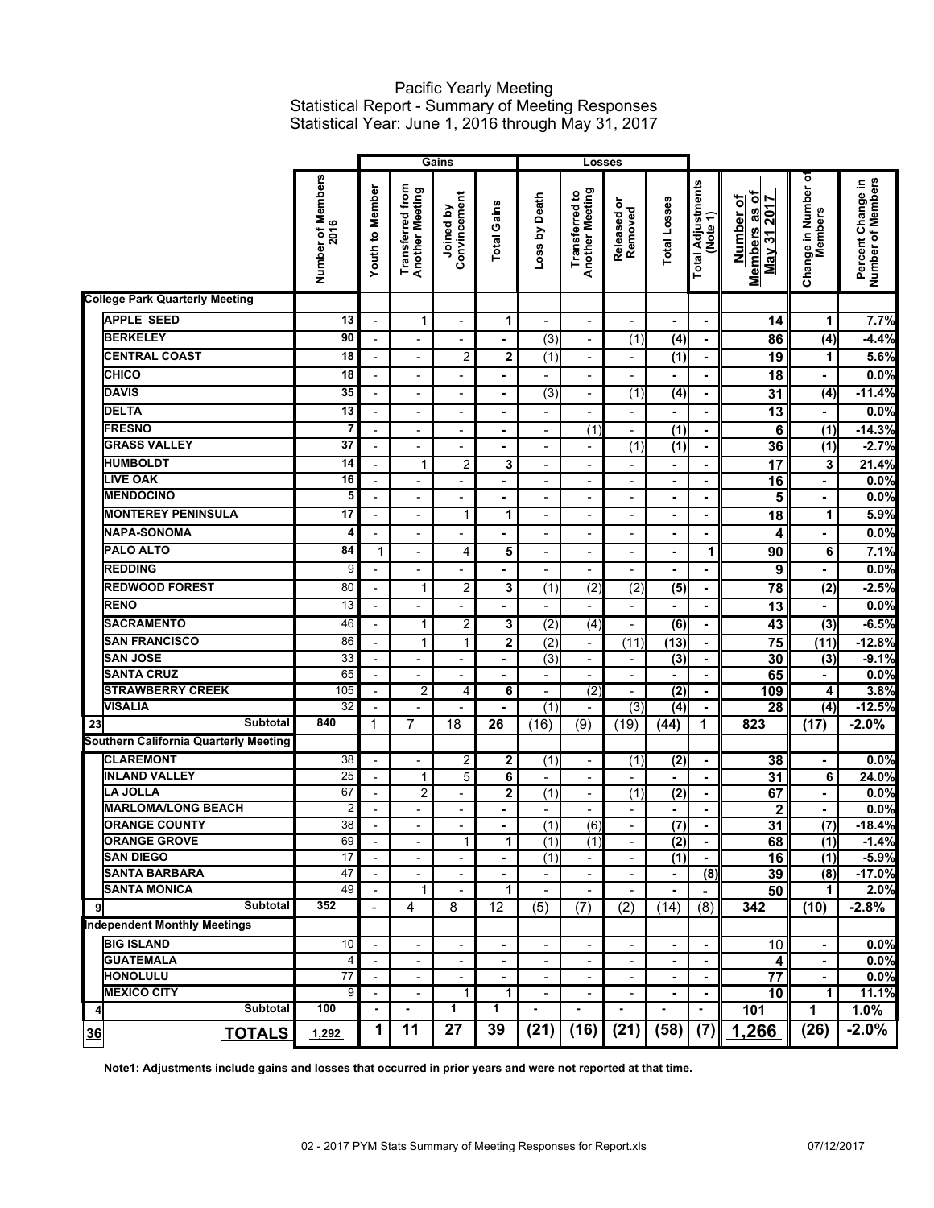# Pacific Yearly Meeting
## Statistical Report - Summary of Meeting Responses
## Statistical Year: June 1, 2016 through May 31, 2017

| | | Number of Members 2016 | Gains | | | | Losses | | | | Total Adjustments (Note 1) | Number of Members as of May 31 2017 | Change in Number of Members | Percent Change in Number of Members |
|---|---|---|---|---|---|---|---|---|---|---|---|---|---|---|
| | | | Youth to Member | Transferred from Another Meeting | Joined by Convincement | Total Gains | Loss by Death | Transferred to Another Meeting | Released or Removed | Total Losses | | | | |
| | **College Park Quarterly Meeting** | | | | | | | | | | | | | |
| | APPLE SEED | 13 | - | 1 | - | 1 | - | - | - | - | - | 14 | 1 | 7.7% |
| | BERKELEY | 90 | - | - | - | - | (3) | - | (1) | (4) | - | 86 | (4) | -4.4% |
| | CENTRAL COAST | 18 | - | - | 2 | 2 | (1) | - | - | (1) | - | 19 | 1 | 5.6% |
| | CHICO | 18 | - | - | - | - | - | - | - | - | - | 18 | - | 0.0% |
| | DAVIS | 35 | - | - | - | - | (3) | - | (1) | (4) | - | 31 | (4) | -11.4% |
| | DELTA | 13 | - | - | - | - | - | - | - | - | - | 13 | - | 0.0% |
| | FRESNO | 7 | - | - | - | - | - | (1) | - | (1) | - | 6 | (1) | -14.3% |
| | GRASS VALLEY | 37 | - | - | - | - | - | - | (1) | (1) | - | 36 | (1) | -2.7% |
| | HUMBOLDT | 14 | - | 1 | 2 | 3 | - | - | - | - | - | 17 | 3 | 21.4% |
| | LIVE OAK | 16 | - | - | - | - | - | - | - | - | - | 16 | - | 0.0% |
| | MENDOCINO | 5 | - | - | - | - | - | - | - | - | - | 5 | - | 0.0% |
| | MONTEREY PENINSULA | 17 | - | - | 1 | 1 | - | - | - | - | - | 18 | 1 | 5.9% |
| | NAPA-SONOMA | 4 | - | - | - | - | - | - | - | - | - | 4 | - | 0.0% |
| | PALO ALTO | 84 | 1 | - | 4 | 5 | - | - | - | - | 1 | 90 | 6 | 7.1% |
| | REDDING | 9 | - | - | - | - | - | - | - | - | - | 9 | - | 0.0% |
| | REDWOOD FOREST | 80 | - | 1 | 2 | 3 | (1) | (2) | (2) | (5) | - | 78 | (2) | -2.5% |
| | RENO | 13 | - | - | - | - | - | - | - | - | - | 13 | - | 0.0% |
| | SACRAMENTO | 46 | - | 1 | 2 | 3 | (2) | (4) | - | (6) | - | 43 | (3) | -6.5% |
| | SAN FRANCISCO | 86 | - | 1 | 1 | 2 | (2) | - | (11) | (13) | - | 75 | (11) | -12.8% |
| | SAN JOSE | 33 | - | - | - | - | (3) | - | - | (3) | - | 30 | (3) | -9.1% |
| | SANTA CRUZ | 65 | - | - | - | - | - | - | - | - | - | 65 | - | 0.0% |
| | STRAWBERRY CREEK | 105 | - | 2 | 4 | 6 | - | (2) | - | (2) | - | 109 | 4 | 3.8% |
| | VISALIA | 32 | - | - | - | - | (1) | - | (3) | (4) | - | 28 | (4) | -12.5% |
| 23 | **Subtotal** | 840 | 1 | 7 | 18 | 26 | (16) | (9) | (19) | (44) | 1 | 823 | (17) | -2.0% |
| | **Southern California Quarterly Meeting** | | | | | | | | | | | | | |
| | CLAREMONT | 38 | - | - | 2 | 2 | (1) | - | (1) | (2) | - | 38 | - | 0.0% |
| | INLAND VALLEY | 25 | - | 1 | 5 | 6 | - | - | - | - | - | 31 | 6 | 24.0% |
| | LA JOLLA | 67 | - | 2 | - | 2 | (1) | - | (1) | (2) | - | 67 | - | 0.0% |
| | MARLOMA/LONG BEACH | 2 | - | - | - | - | - | - | - | - | - | 2 | - | 0.0% |
| | ORANGE COUNTY | 38 | - | - | - | - | (1) | (6) | - | (7) | - | 31 | (7) | -18.4% |
| | ORANGE GROVE | 69 | - | - | 1 | 1 | (1) | (1) | - | (2) | - | 68 | (1) | -1.4% |
| | SAN DIEGO | 17 | - | - | - | - | (1) | - | - | (1) | - | 16 | (1) | -5.9% |
| | SANTA BARBARA | 47 | - | - | - | - | - | - | - | - | (8) | 39 | (8) | -17.0% |
| | SANTA MONICA | 49 | - | 1 | - | 1 | - | - | - | - | - | 50 | 1 | 2.0% |
| 9 | **Subtotal** | 352 | - | 4 | 8 | 12 | (5) | (7) | (2) | (14) | (8) | 342 | (10) | -2.8% |
| | **Independent Monthly Meetings** | | | | | | | | | | | | | |
| | BIG ISLAND | 10 | - | - | - | - | - | - | - | - | - | 10 | - | 0.0% |
| | GUATEMALA | 4 | - | - | - | - | - | - | - | - | - | 4 | - | 0.0% |
| | HONOLULU | 77 | - | - | - | - | - | - | - | - | - | 77 | - | 0.0% |
| | MEXICO CITY | 9 | - | - | 1 | 1 | - | - | - | - | - | 10 | 1 | 11.1% |
| 4 | **Subtotal** | 100 | - | - | 1 | 1 | - | - | - | - | - | 101 | 1 | 1.0% |
| 36 | **TOTALS** | 1,292 | 1 | 11 | 27 | 39 | (21) | (16) | (21) | (58) | (7) | 1,266 | (26) | -2.0% |

**Note1: Adjustments include gains and losses that occurred in prior years and were not reported at that time.**

02 - 2017 PYM Stats Summary of Meeting Responses for Report.xls 07/12/2017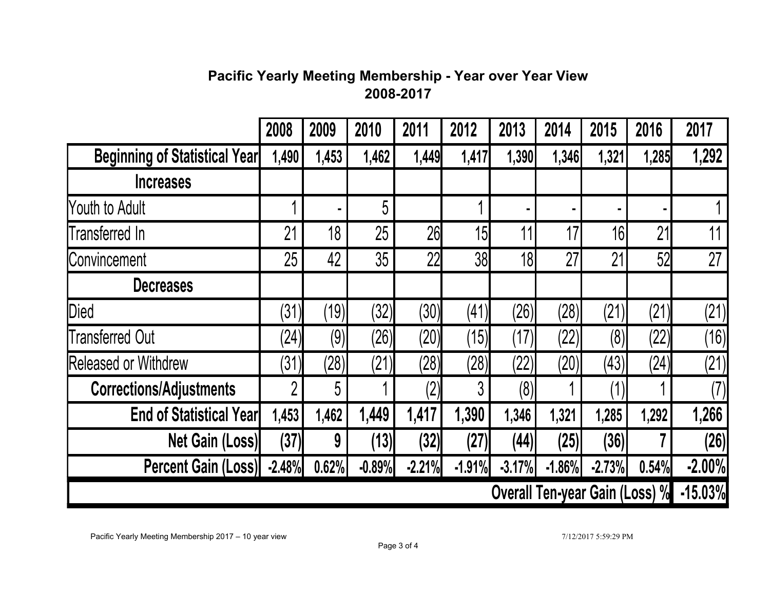**Pacific Yearly Meeting Membership - Year over Year View**
**2008-2017**

| | 2008 | 2009 | 2010 | 2011 | 2012 | 2013 | 2014 | 2015 | 2016 | 2017 |
|---|---|---|---|---|---|---|---|---|---|---|
| **Beginning of Statistical Year** | 1,490 | 1,453 | 1,462 | 1,449 | 1,417 | 1,390 | 1,346 | 1,321 | 1,285 | 1,292 |
| **Increases** | | | | | | | | | | |
| Youth to Adult | 1 | - | 5 | | 1 | - | - | - | - | 1 |
| Transferred In | 21 | 18 | 25 | 26 | 15 | 11 | 17 | 16 | 21 | 11 |
| Convincement | 25 | 42 | 35 | 22 | 38 | 18 | 27 | 21 | 52 | 27 |
| **Decreases** | | | | | | | | | | |
| Died | (31) | (19) | (32) | (30) | (41) | (26) | (28) | (21) | (21) | (21) |
| Transferred Out | (24) | (9) | (26) | (20) | (15) | (17) | (22) | (8) | (22) | (16) |
| Released or Withdrew | (31) | (28) | (21) | (28) | (28) | (22) | (20) | (43) | (24) | (21) |
| **Corrections/Adjustments** | 2 | 5 | 1 | (2) | 3 | (8) | 1 | (1) | 1 | (7) |
| **End of Statistical Year** | 1,453 | 1,462 | 1,449 | 1,417 | 1,390 | 1,346 | 1,321 | 1,285 | 1,292 | 1,266 |
| **Net Gain (Loss)** | (37) | 9 | (13) | (32) | (27) | (44) | (25) | (36) | 7 | (26) |
| **Percent Gain (Loss)** | -2.48% | 0.62% | -0.89% | -2.21% | -1.91% | -3.17% | -1.86% | -2.73% | 0.54% | -2.00% |
| **Overall Ten-year Gain (Loss) %** | | | | | | | | | | -15.03% |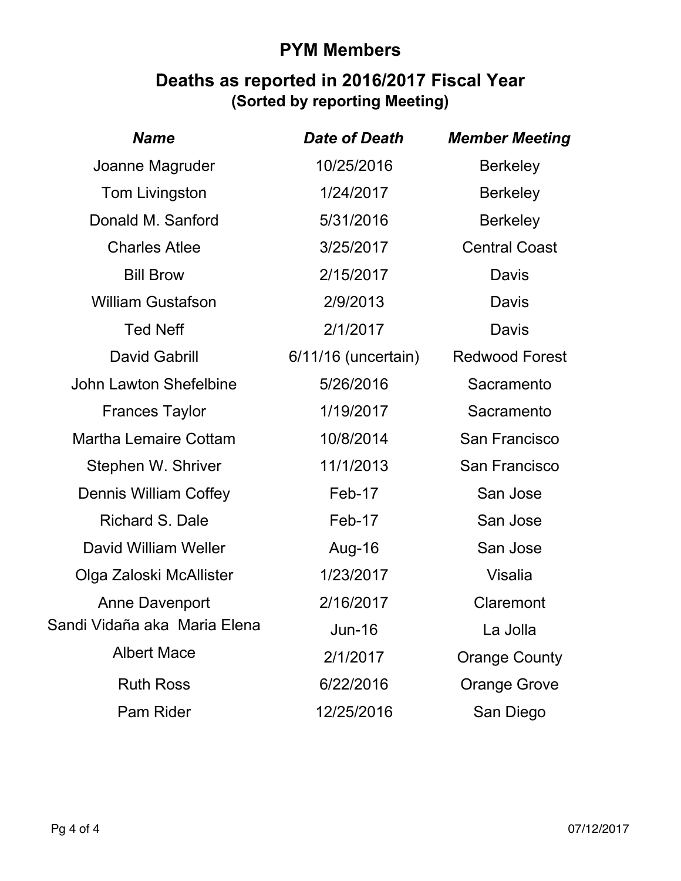# PYM Members

## Deaths as reported in 2016/2017 Fiscal Year

### (Sorted by reporting Meeting)

| ***Name*** | ***Date of Death*** | ***Member Meeting*** |
|---|---|---|
| Joanne Magruder | 10/25/2016 | Berkeley |
| Tom Livingston | 1/24/2017 | Berkeley |
| Donald M. Sanford | 5/31/2016 | Berkeley |
| Charles Atlee | 3/25/2017 | Central Coast |
| Bill Brow | 2/15/2017 | Davis |
| William Gustafson | 2/9/2013 | Davis |
| Ted Neff | 2/1/2017 | Davis |
| David Gabrill | 6/11/16 (uncertain) | Redwood Forest |
| John Lawton Shefelbine | 5/26/2016 | Sacramento |
| Frances Taylor | 1/19/2017 | Sacramento |
| Martha Lemaire Cottam | 10/8/2014 | San Francisco |
| Stephen W. Shriver | 11/1/2013 | San Francisco |
| Dennis William Coffey | Feb-17 | San Jose |
| Richard S. Dale | Feb-17 | San Jose |
| David William Weller | Aug-16 | San Jose |
| Olga Zaloski McAllister | 1/23/2017 | Visalia |
| Anne Davenport | 2/16/2017 | Claremont |
| Sandi Vidaña aka Maria Elena | Jun-16 | La Jolla |
| Albert Mace | 2/1/2017 | Orange County |
| Ruth Ross | 6/22/2016 | Orange Grove |
| Pam Rider | 12/25/2016 | San Diego |

07/12/2017